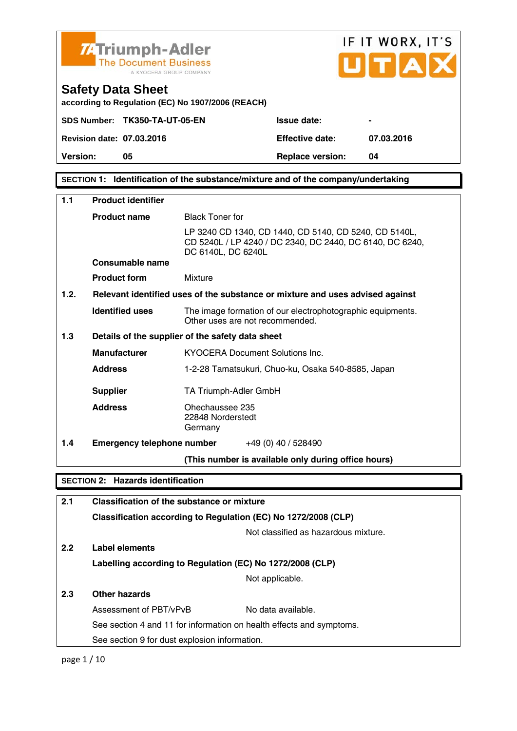Triumph-Adler The Document Business A KYOCERA GROUP COMPANY

IF IT WORX, IT'S UTAX

# Safety Data Sheet

according to Regulation (EC) No 1907/2006 (REACH)

| | | | |
|---|---|---|---|
| **SDS Number:** | **TK350-TA-UT-05-EN** | **Issue date:** | **-** |
| **Revision date:** | **07.03.2016** | **Effective date:** | **07.03.2016** |
| **Version:** | **05** | **Replace version:** | **04** |

## SECTION 1: Identification of the substance/mixture and of the company/undertaking

**1.1 Product identifier**

**Product name**: Black Toner for

LP 3240 CD 1340, CD 1440, CD 5140, CD 5240, CD 5140L, CD 5240L / LP 4240 / DC 2340, DC 2440, DC 6140, DC 6240, DC 6140L, DC 6240L

**Consumable name**

**Product form**: Mixture

**1.2. Relevant identified uses of the substance or mixture and uses advised against**

**Identified uses**: The image formation of our electrophotographic equipments. Other uses are not recommended.

**1.3 Details of the supplier of the safety data sheet**

**Manufacturer**: KYOCERA Document Solutions Inc.

**Address**: 1-2-28 Tamatsukuri, Chuo-ku, Osaka 540-8585, Japan

**Supplier**: TA Triumph-Adler GmbH

**Address**: Ohechaussee 235
22848 Norderstedt
Germany

**1.4 Emergency telephone number**: +49 (0) 40 / 528490

**(This number is available only during office hours)**

## SECTION 2: Hazards identification

**2.1 Classification of the substance or mixture**

**Classification according to Regulation (EC) No 1272/2008 (CLP)**

Not classified as hazardous mixture.

**2.2 Label elements**

**Labelling according to Regulation (EC) No 1272/2008 (CLP)**

Not applicable.

**2.3 Other hazards**

Assessment of PBT/vPvB: No data available.

See section 4 and 11 for information on health effects and symptoms.

See section 9 for dust explosion information.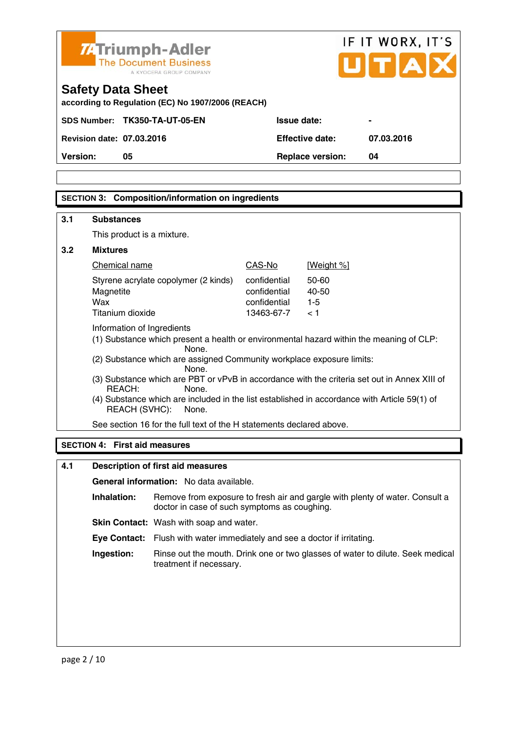# Safety Data Sheet

according to Regulation (EC) No 1907/2006 (REACH)

| SDS Number: | TK350-TA-UT-05-EN | Issue date: | - |
|---|---|---|---|
| Revision date: | 07.03.2016 | Effective date: | 07.03.2016 |
| Version: | 05 | Replace version: | 04 |

## SECTION 3: Composition/information on ingredients

### 3.1 Substances

This product is a mixture.

### 3.2 Mixtures

| Chemical name | CAS-No | [Weight %] |
|---|---|---|
| Styrene acrylate copolymer (2 kinds) | confidential | 50-60 |
| Magnetite | confidential | 40-50 |
| Wax | confidential | 1-5 |
| Titanium dioxide | 13463-67-7 | < 1 |

Information of Ingredients

(1) Substance which present a health or environmental hazard within the meaning of CLP: None.

(2) Substance which are assigned Community workplace exposure limits: None.

(3) Substance which are PBT or vPvB in accordance with the criteria set out in Annex XIII of REACH: None.

(4) Substance which are included in the list established in accordance with Article 59(1) of REACH (SVHC): None.

See section 16 for the full text of the H statements declared above.

## SECTION 4: First aid measures

### 4.1 Description of first aid measures

**General information:** No data available.

**Inhalation:** Remove from exposure to fresh air and gargle with plenty of water. Consult a doctor in case of such symptoms as coughing.

**Skin Contact:** Wash with soap and water.

**Eye Contact:** Flush with water immediately and see a doctor if irritating.

**Ingestion:** Rinse out the mouth. Drink one or two glasses of water to dilute. Seek medical treatment if necessary.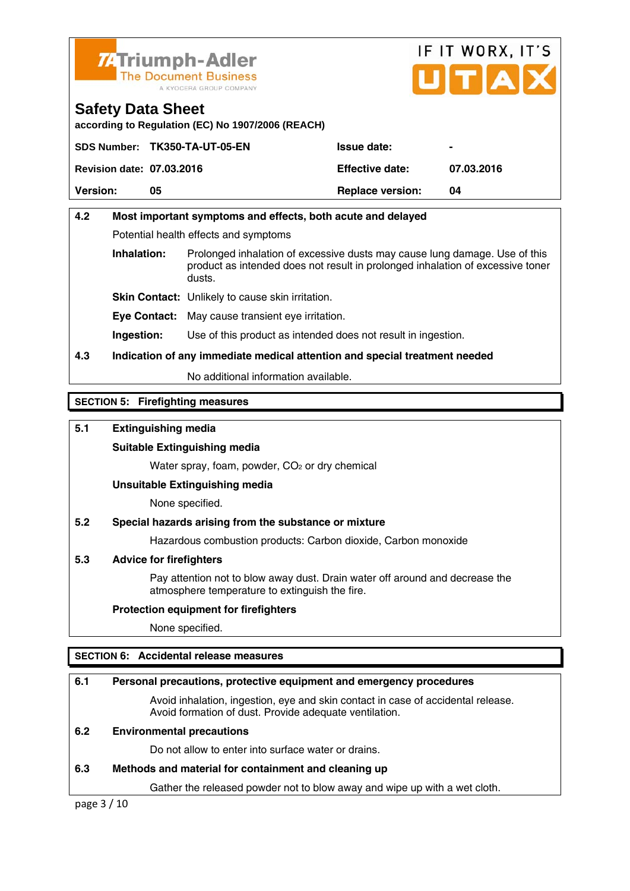## Safety Data Sheet

according to Regulation (EC) No 1907/2006 (REACH)

| | | | |
|---|---|---|---|
| **SDS Number:** | **TK350-TA-UT-05-EN** | **Issue date:** | **-** |
| **Revision date:** | **07.03.2016** | **Effective date:** | **07.03.2016** |
| **Version:** | **05** | **Replace version:** | **04** |

### 4.2 Most important symptoms and effects, both acute and delayed

Potential health effects and symptoms

**Inhalation:** Prolonged inhalation of excessive dusts may cause lung damage. Use of this product as intended does not result in prolonged inhalation of excessive toner dusts.

**Skin Contact:** Unlikely to cause skin irritation.

**Eye Contact:** May cause transient eye irritation.

**Ingestion:** Use of this product as intended does not result in ingestion.

### 4.3 Indication of any immediate medical attention and special treatment needed

No additional information available.

## SECTION 5: Firefighting measures

### 5.1 Extinguishing media

**Suitable Extinguishing media**

Water spray, foam, powder, $CO_2$ or dry chemical

**Unsuitable Extinguishing media**

None specified.

### 5.2 Special hazards arising from the substance or mixture

Hazardous combustion products: Carbon dioxide, Carbon monoxide

### 5.3 Advice for firefighters

Pay attention not to blow away dust. Drain water off around and decrease the atmosphere temperature to extinguish the fire.

**Protection equipment for firefighters**

None specified.

## SECTION 6: Accidental release measures

### 6.1 Personal precautions, protective equipment and emergency procedures

Avoid inhalation, ingestion, eye and skin contact in case of accidental release. Avoid formation of dust. Provide adequate ventilation.

### 6.2 Environmental precautions

Do not allow to enter into surface water or drains.

### 6.3 Methods and material for containment and cleaning up

Gather the released powder not to blow away and wipe up with a wet cloth.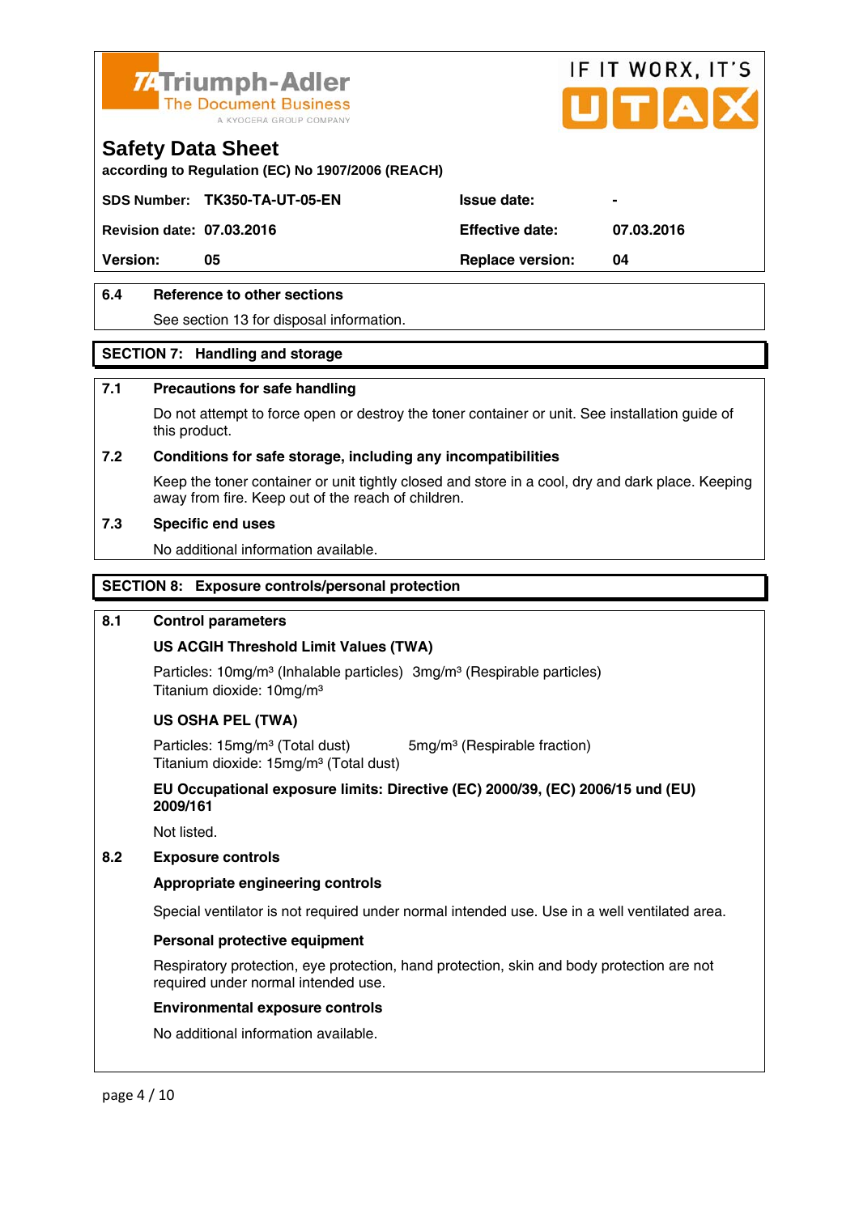Triumph-Adler
The Document Business
A KYOCERA GROUP COMPANY

IF IT WORX, IT'S UTAX

# Safety Data Sheet

**according to Regulation (EC) No 1907/2006 (REACH)**

| | | | |
|---|---|---|---|
| **SDS Number:** | **TK350-TA-UT-05-EN** | **Issue date:** | **-** |
| **Revision date:** | **07.03.2016** | **Effective date:** | **07.03.2016** |
| **Version:** | **05** | **Replace version:** | **04** |

### 6.4 Reference to other sections

See section 13 for disposal information.

## SECTION 7: Handling and storage

### 7.1 Precautions for safe handling

Do not attempt to force open or destroy the toner container or unit. See installation guide of this product.

### 7.2 Conditions for safe storage, including any incompatibilities

Keep the toner container or unit tightly closed and store in a cool, dry and dark place. Keeping away from fire. Keep out of the reach of children.

### 7.3 Specific end uses

No additional information available.

## SECTION 8: Exposure controls/personal protection

### 8.1 Control parameters

**US ACGIH Threshold Limit Values (TWA)**

Particles: 10mg/m³ (Inhalable particles) 3mg/m³ (Respirable particles)
Titanium dioxide: 10mg/m³

**US OSHA PEL (TWA)**

Particles: 15mg/m³ (Total dust) 5mg/m³ (Respirable fraction)
Titanium dioxide: 15mg/m³ (Total dust)

**EU Occupational exposure limits: Directive (EC) 2000/39, (EC) 2006/15 und (EU) 2009/161**

Not listed.

### 8.2 Exposure controls

**Appropriate engineering controls**

Special ventilator is not required under normal intended use. Use in a well ventilated area.

**Personal protective equipment**

Respiratory protection, eye protection, hand protection, skin and body protection are not required under normal intended use.

**Environmental exposure controls**

No additional information available.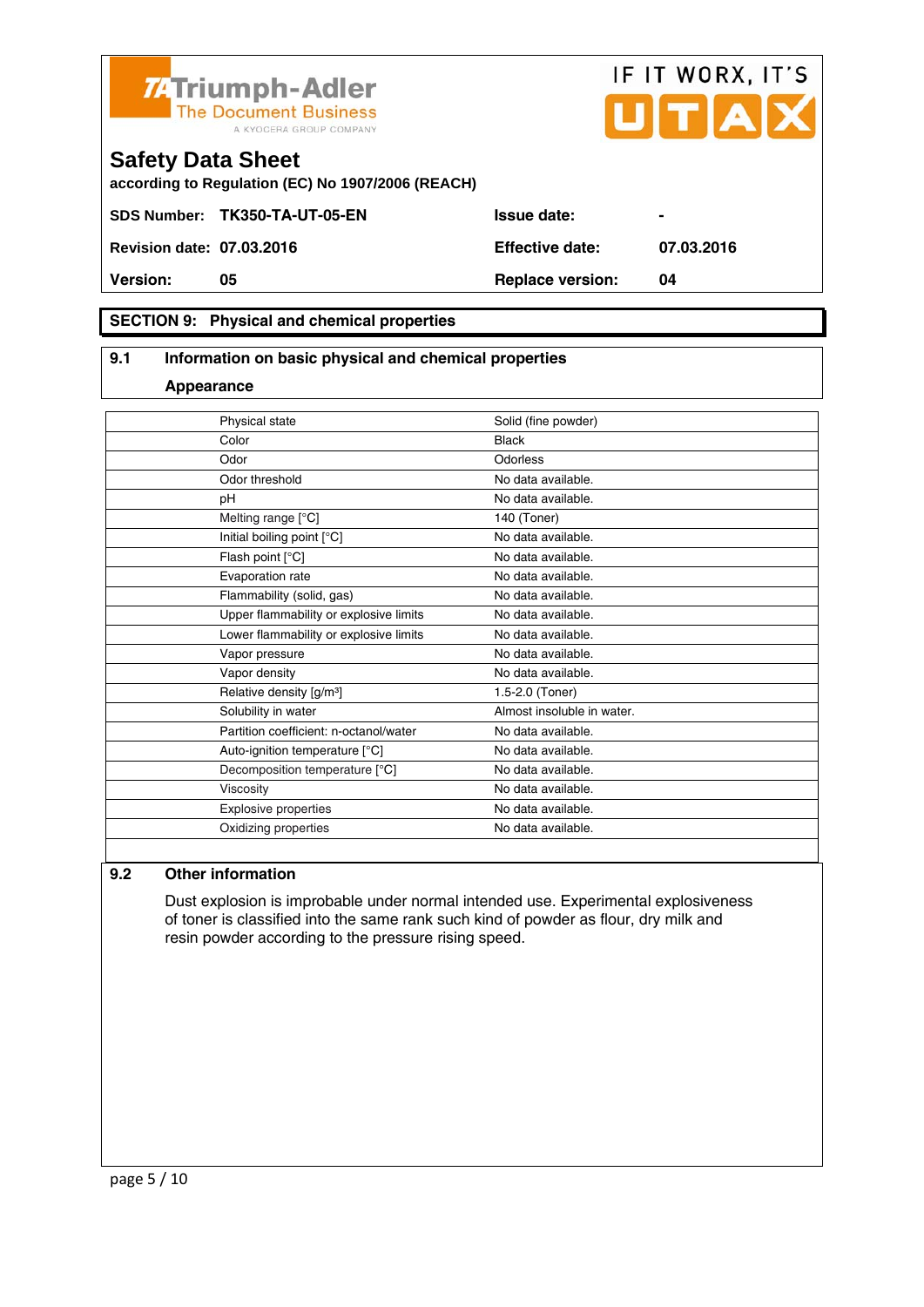Triumph-Adler
The Document Business
A KYOCERA GROUP COMPANY

IF IT WORX, IT'S UTAX

# Safety Data Sheet

**according to Regulation (EC) No 1907/2006 (REACH)**

| | | | |
|---|---|---|---|
| **SDS Number:** | **TK350-TA-UT-05-EN** | **Issue date:** | **-** |
| **Revision date:** | **07.03.2016** | **Effective date:** | **07.03.2016** |
| **Version:** | **05** | **Replace version:** | **04** |

## SECTION 9: Physical and chemical properties

### 9.1 Information on basic physical and chemical properties

**Appearance**

| Property | Value |
|---|---|
| Physical state | Solid (fine powder) |
| Color | Black |
| Odor | Odorless |
| Odor threshold | No data available. |
| pH | No data available. |
| Melting range [°C] | 140 (Toner) |
| Initial boiling point [°C] | No data available. |
| Flash point [°C] | No data available. |
| Evaporation rate | No data available. |
| Flammability (solid, gas) | No data available. |
| Upper flammability or explosive limits | No data available. |
| Lower flammability or explosive limits | No data available. |
| Vapor pressure | No data available. |
| Vapor density | No data available. |
| Relative density [g/m³] | 1.5-2.0 (Toner) |
| Solubility in water | Almost insoluble in water. |
| Partition coefficient: n-octanol/water | No data available. |
| Auto-ignition temperature [°C] | No data available. |
| Decomposition temperature [°C] | No data available. |
| Viscosity | No data available. |
| Explosive properties | No data available. |
| Oxidizing properties | No data available. |

### 9.2 Other information

Dust explosion is improbable under normal intended use. Experimental explosiveness of toner is classified into the same rank such kind of powder as flour, dry milk and resin powder according to the pressure rising speed.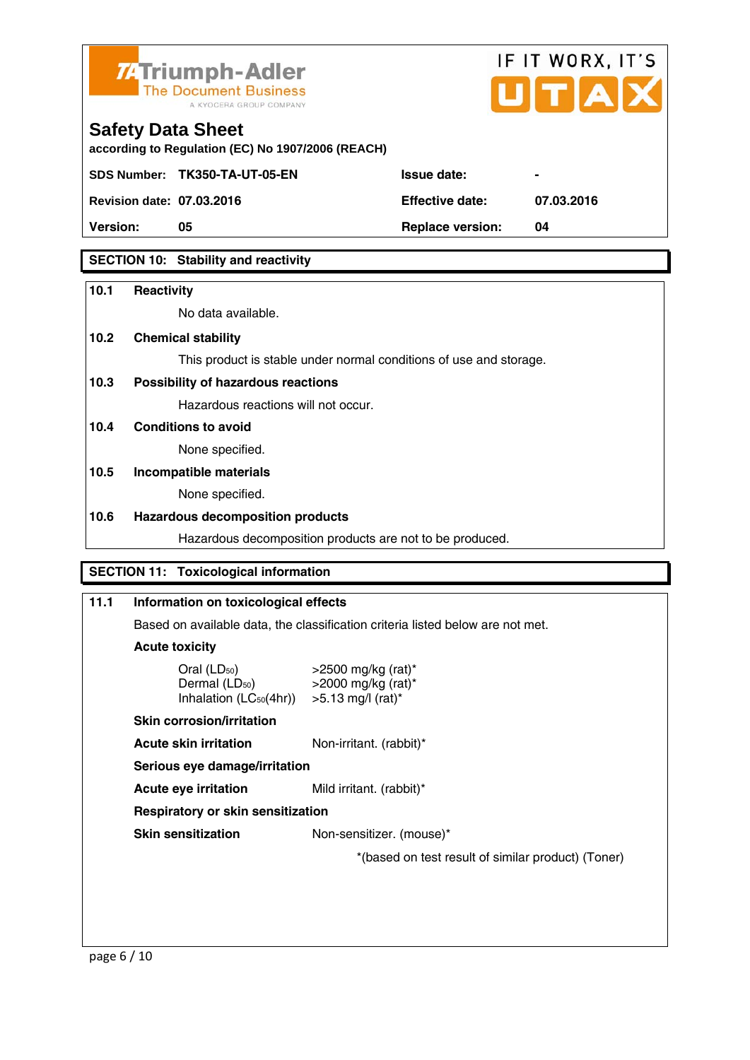Triumph-Adler
The Document Business
A KYOCERA GROUP COMPANY

IF IT WORX, IT'S UTAX

# Safety Data Sheet

according to Regulation (EC) No 1907/2006 (REACH)

| SDS Number: | TK350-TA-UT-05-EN | Issue date: | - |
|---|---|---|---|
| Revision date: | 07.03.2016 | Effective date: | 07.03.2016 |
| Version: | 05 | Replace version: | 04 |

## SECTION 10: Stability and reactivity

**10.1 Reactivity**

No data available.

**10.2 Chemical stability**

This product is stable under normal conditions of use and storage.

**10.3 Possibility of hazardous reactions**

Hazardous reactions will not occur.

**10.4 Conditions to avoid**

None specified.

**10.5 Incompatible materials**

None specified.

**10.6 Hazardous decomposition products**

Hazardous decomposition products are not to be produced.

## SECTION 11: Toxicological information

**11.1 Information on toxicological effects**

Based on available data, the classification criteria listed below are not met.

**Acute toxicity**

| | |
|---|---|
| Oral ($LD_{50}$) | >2500 mg/kg (rat)* |
| Dermal ($LD_{50}$) | >2000 mg/kg (rat)* |
| Inhalation ($LC_{50}$(4hr)) | >5.13 mg/l (rat)* |

**Skin corrosion/irritation**

**Acute skin irritation** Non-irritant. (rabbit)*

**Serious eye damage/irritation**

**Acute eye irritation** Mild irritant. (rabbit)*

**Respiratory or skin sensitization**

**Skin sensitization** Non-sensitizer. (mouse)*

*(based on test result of similar product) (Toner)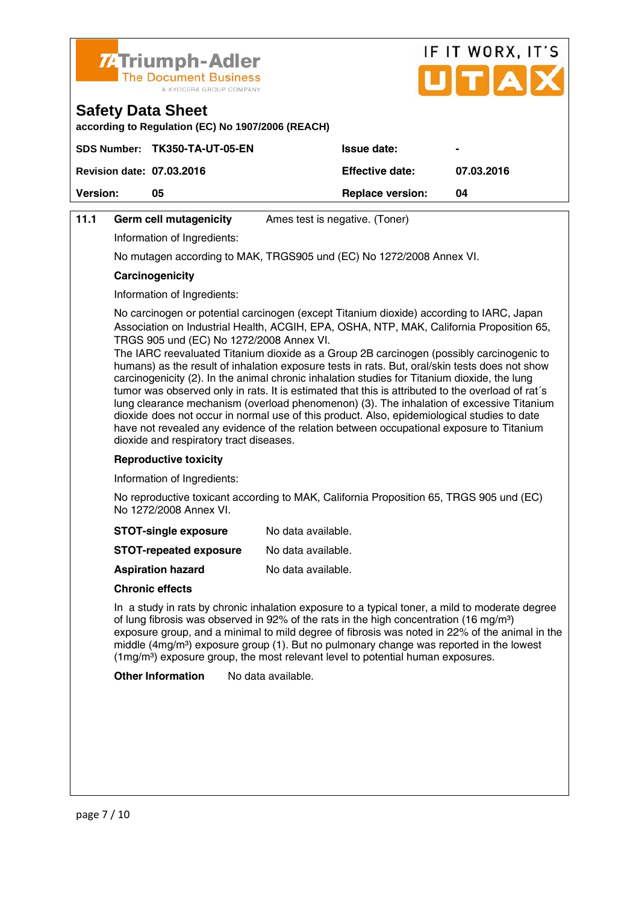**Triumph-Adler** The Document Business — A KYOCERA GROUP COMPANY

IF IT WORX, IT'S UTAX

# Safety Data Sheet

**according to Regulation (EC) No 1907/2006 (REACH)**

| | | | |
|---|---|---|---|
| **SDS Number:** | **TK350-TA-UT-05-EN** | **Issue date:** | **-** |
| **Revision date:** | **07.03.2016** | **Effective date:** | **07.03.2016** |
| **Version:** | **05** | **Replace version:** | **04** |

**11.1** **Germ cell mutagenicity** Ames test is negative. (Toner)

Information of Ingredients:

No mutagen according to MAK, TRGS905 und (EC) No 1272/2008 Annex VI.

**Carcinogenicity**

Information of Ingredients:

No carcinogen or potential carcinogen (except Titanium dioxide) according to IARC, Japan Association on Industrial Health, ACGIH, EPA, OSHA, NTP, MAK, California Proposition 65, TRGS 905 und (EC) No 1272/2008 Annex VI.
The IARC reevaluated Titanium dioxide as a Group 2B carcinogen (possibly carcinogenic to humans) as the result of inhalation exposure tests in rats. But, oral/skin tests does not show carcinogenicity (2). In the animal chronic inhalation studies for Titanium dioxide, the lung tumor was observed only in rats. It is estimated that this is attributed to the overload of rat´s lung clearance mechanism (overload phenomenon) (3). The inhalation of excessive Titanium dioxide does not occur in normal use of this product. Also, epidemiological studies to date have not revealed any evidence of the relation between occupational exposure to Titanium dioxide and respiratory tract diseases.

**Reproductive toxicity**

Information of Ingredients:

No reproductive toxicant according to MAK, California Proposition 65, TRGS 905 und (EC) No 1272/2008 Annex VI.

**STOT-single exposure** No data available.

**STOT-repeated exposure** No data available.

**Aspiration hazard** No data available.

**Chronic effects**

In a study in rats by chronic inhalation exposure to a typical toner, a mild to moderate degree of lung fibrosis was observed in 92% of the rats in the high concentration (16 mg/m³) exposure group, and a minimal to mild degree of fibrosis was noted in 22% of the animal in the middle (4mg/m³) exposure group (1). But no pulmonary change was reported in the lowest (1mg/m³) exposure group, the most relevant level to potential human exposures.

**Other Information** No data available.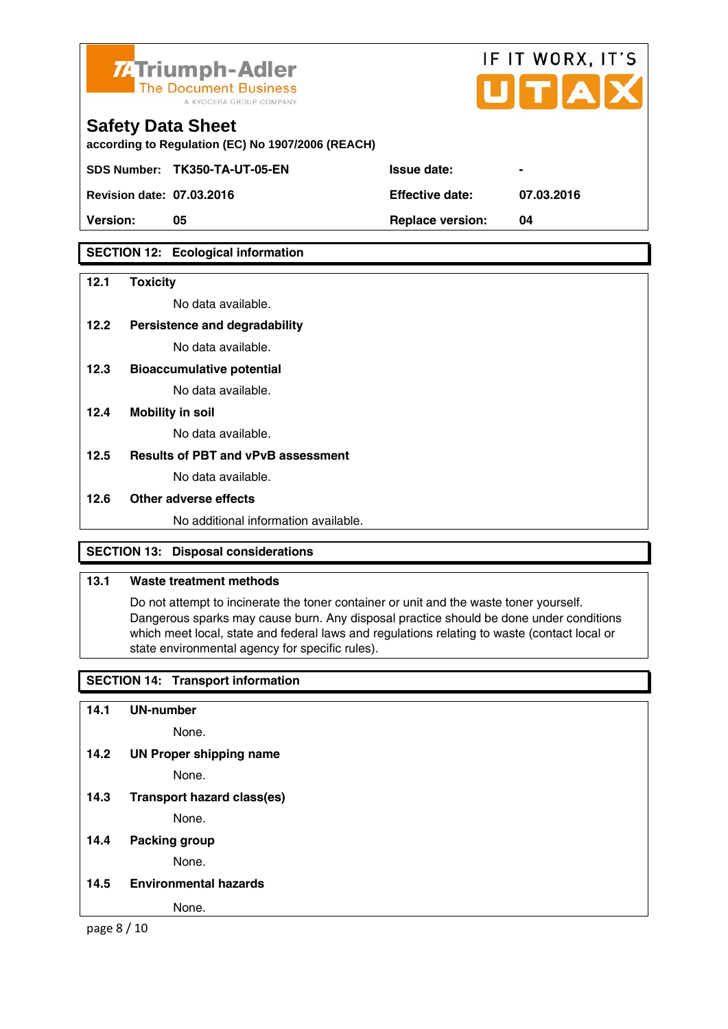Triumph-Adler
The Document Business
A KYOCERA GROUP COMPANY

IF IT WORX, IT'S UTAX

# Safety Data Sheet

**according to Regulation (EC) No 1907/2006 (REACH)**

| | | | |
|---|---|---|---|
| **SDS Number:** | **TK350-TA-UT-05-EN** | **Issue date:** | **-** |
| **Revision date:** | **07.03.2016** | **Effective date:** | **07.03.2016** |
| **Version:** | **05** | **Replace version:** | **04** |

## SECTION 12: Ecological information

**12.1 Toxicity**

No data available.

**12.2 Persistence and degradability**

No data available.

**12.3 Bioaccumulative potential**

No data available.

**12.4 Mobility in soil**

No data available.

**12.5 Results of PBT and vPvB assessment**

No data available.

**12.6 Other adverse effects**

No additional information available.

## SECTION 13: Disposal considerations

**13.1 Waste treatment methods**

Do not attempt to incinerate the toner container or unit and the waste toner yourself. Dangerous sparks may cause burn. Any disposal practice should be done under conditions which meet local, state and federal laws and regulations relating to waste (contact local or state environmental agency for specific rules).

## SECTION 14: Transport information

**14.1 UN-number**

None.

**14.2 UN Proper shipping name**

None.

**14.3 Transport hazard class(es)**

None.

**14.4 Packing group**

None.

**14.5 Environmental hazards**

None.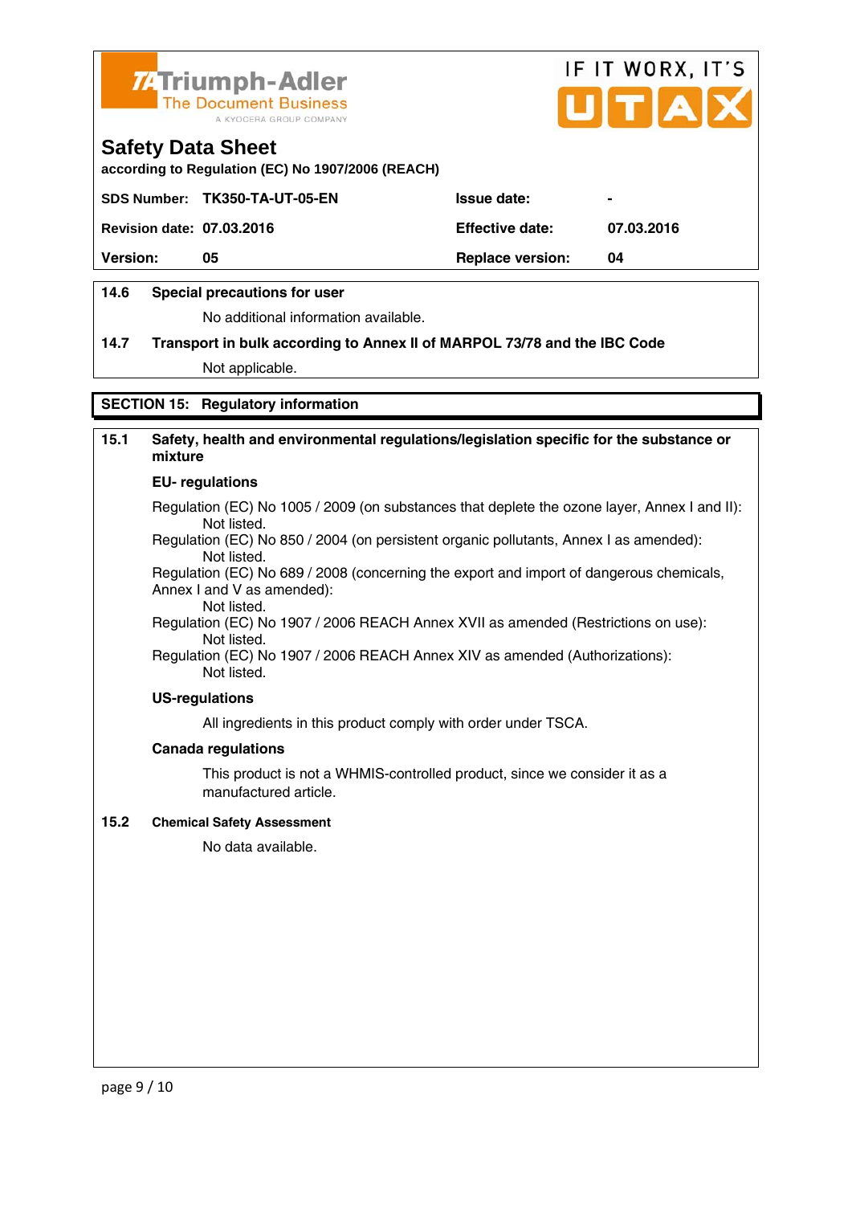Triumph-Adler
The Document Business
A KYOCERA GROUP COMPANY

IF IT WORX, IT'S UTAX

# Safety Data Sheet

**according to Regulation (EC) No 1907/2006 (REACH)**

| SDS Number: | TK350-TA-UT-05-EN | Issue date: | - |
|---|---|---|---|
| Revision date: | 07.03.2016 | Effective date: | 07.03.2016 |
| Version: | 05 | Replace version: | 04 |

### 14.6 Special precautions for user

No additional information available.

### 14.7 Transport in bulk according to Annex II of MARPOL 73/78 and the IBC Code

Not applicable.

## SECTION 15: Regulatory information

### 15.1 Safety, health and environmental regulations/legislation specific for the substance or mixture

**EU- regulations**

Regulation (EC) No 1005 / 2009 (on substances that deplete the ozone layer, Annex I and II):
Not listed.
Regulation (EC) No 850 / 2004 (on persistent organic pollutants, Annex I as amended):
Not listed.
Regulation (EC) No 689 / 2008 (concerning the export and import of dangerous chemicals, Annex I and V as amended):
Not listed.
Regulation (EC) No 1907 / 2006 REACH Annex XVII as amended (Restrictions on use):
Not listed.
Regulation (EC) No 1907 / 2006 REACH Annex XIV as amended (Authorizations):
Not listed.

**US-regulations**

All ingredients in this product comply with order under TSCA.

**Canada regulations**

This product is not a WHMIS-controlled product, since we consider it as a manufactured article.

### 15.2 Chemical Safety Assessment

No data available.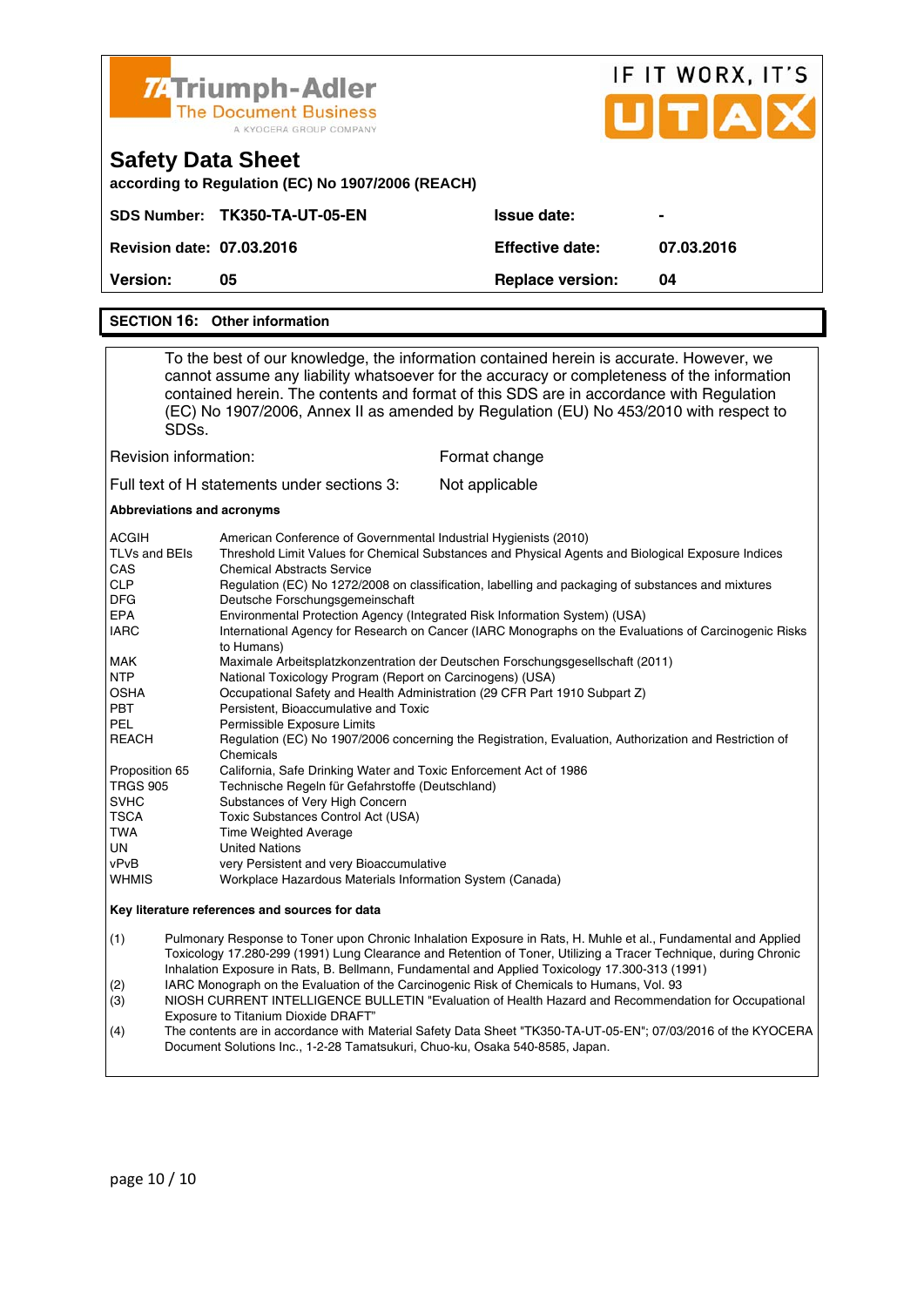# Safety Data Sheet

according to Regulation (EC) No 1907/2006 (REACH)

| | | | |
|---|---|---|---|
| **SDS Number:** | **TK350-TA-UT-05-EN** | **Issue date:** | **-** |
| **Revision date:** | **07.03.2016** | **Effective date:** | **07.03.2016** |
| **Version:** | **05** | **Replace version:** | **04** |

## SECTION 16: Other information

To the best of our knowledge, the information contained herein is accurate. However, we cannot assume any liability whatsoever for the accuracy or completeness of the information contained herein. The contents and format of this SDS are in accordance with Regulation (EC) No 1907/2006, Annex II as amended by Regulation (EU) No 453/2010 with respect to SDSs.

| | |
|---|---|
| Revision information: | Format change |
| Full text of H statements under sections 3: | Not applicable |

**Abbreviations and acronyms**

| | |
|---|---|
| ACGIH | American Conference of Governmental Industrial Hygienists (2010) |
| TLVs and BEIs | Threshold Limit Values for Chemical Substances and Physical Agents and Biological Exposure Indices |
| CAS | Chemical Abstracts Service |
| CLP | Regulation (EC) No 1272/2008 on classification, labelling and packaging of substances and mixtures |
| DFG | Deutsche Forschungsgemeinschaft |
| EPA | Environmental Protection Agency (Integrated Risk Information System) (USA) |
| IARC | International Agency for Research on Cancer (IARC Monographs on the Evaluations of Carcinogenic Risks to Humans) |
| MAK | Maximale Arbeitsplatzkonzentration der Deutschen Forschungsgesellschaft (2011) |
| NTP | National Toxicology Program (Report on Carcinogens) (USA) |
| OSHA | Occupational Safety and Health Administration (29 CFR Part 1910 Subpart Z) |
| PBT | Persistent, Bioaccumulative and Toxic |
| PEL | Permissible Exposure Limits |
| REACH | Regulation (EC) No 1907/2006 concerning the Registration, Evaluation, Authorization and Restriction of Chemicals |
| Proposition 65 | California, Safe Drinking Water and Toxic Enforcement Act of 1986 |
| TRGS 905 | Technische Regeln für Gefahrstoffe (Deutschland) |
| SVHC | Substances of Very High Concern |
| TSCA | Toxic Substances Control Act (USA) |
| TWA | Time Weighted Average |
| UN | United Nations |
| vPvB | very Persistent and very Bioaccumulative |
| WHMIS | Workplace Hazardous Materials Information System (Canada) |

**Key literature references and sources for data**

(1) Pulmonary Response to Toner upon Chronic Inhalation Exposure in Rats, H. Muhle et al., Fundamental and Applied Toxicology 17.280-299 (1991) Lung Clearance and Retention of Toner, Utilizing a Tracer Technique, during Chronic Inhalation Exposure in Rats, B. Bellmann, Fundamental and Applied Toxicology 17.300-313 (1991)

(2) IARC Monograph on the Evaluation of the Carcinogenic Risk of Chemicals to Humans, Vol. 93

(3) NIOSH CURRENT INTELLIGENCE BULLETIN "Evaluation of Health Hazard and Recommendation for Occupational Exposure to Titanium Dioxide DRAFT"

(4) The contents are in accordance with Material Safety Data Sheet "TK350-TA-UT-05-EN"; 07/03/2016 of the KYOCERA Document Solutions Inc., 1-2-28 Tamatsukuri, Chuo-ku, Osaka 540-8585, Japan.